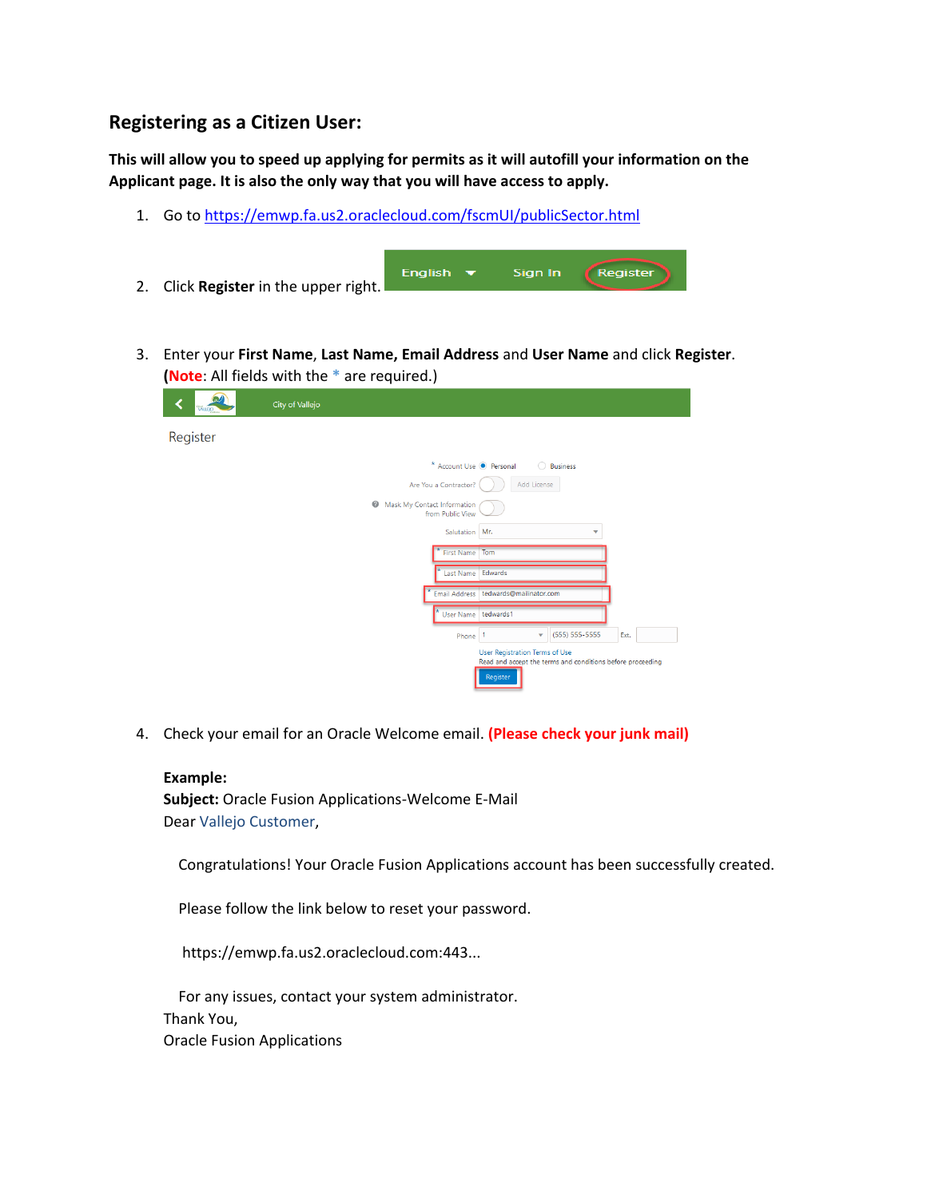## Registering as a Citizen User:

**This will allow you to speed up applying for permits as it will autofill your information on the Applicant page. It is also the only way that you will have access to apply.**

1. Go to https://emwp.fa.us2.oraclecloud.com/fscmUI/publicSector.html

2. Click **Register** in the upper right.

3. Enter your **First Name**, **Last Name, Email Address** and **User Name** and click **Register**. (**Note**: All fields with the * are required.)

4. Check your email for an Oracle Welcome email. **(Please check your junk mail)**

   **Example:**
   **Subject:** Oracle Fusion Applications-Welcome E-Mail
   Dear Vallejo Customer,

   Congratulations! Your Oracle Fusion Applications account has been successfully created.

   Please follow the link below to reset your password.

   https://emwp.fa.us2.oraclecloud.com:443...

   For any issues, contact your system administrator.
   Thank You,
   Oracle Fusion Applications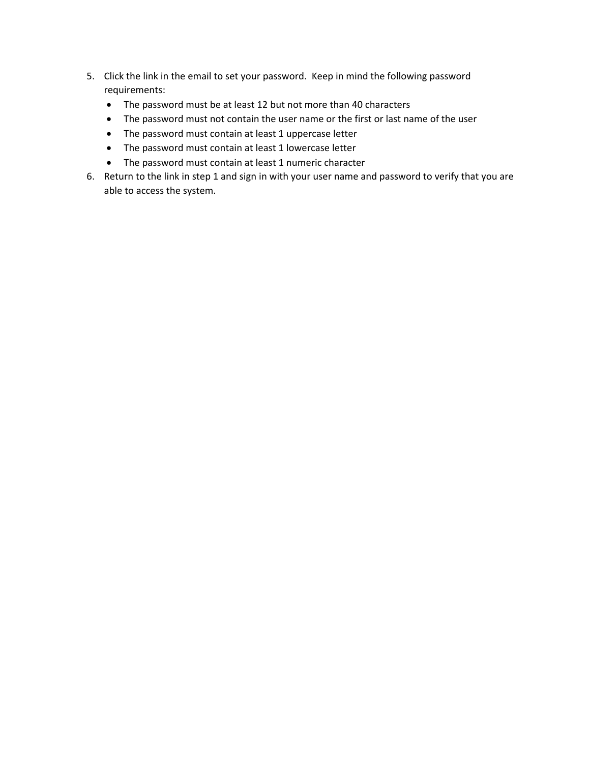5. Click the link in the email to set your password. Keep in mind the following password requirements:
    - The password must be at least 12 but not more than 40 characters
    - The password must not contain the user name or the first or last name of the user
    - The password must contain at least 1 uppercase letter
    - The password must contain at least 1 lowercase letter
    - The password must contain at least 1 numeric character
6. Return to the link in step 1 and sign in with your user name and password to verify that you are able to access the system.